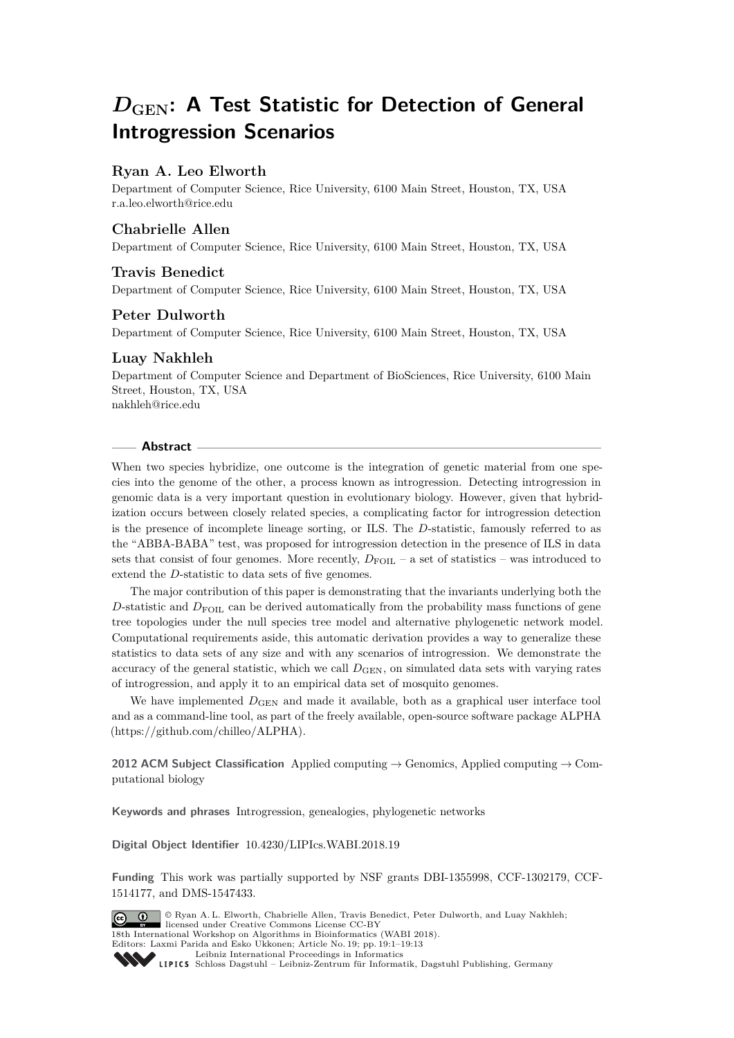# $D_{\mathrm{GEN}}$: A Test Statistic for Detection of General Introgression Scenarios

**Ryan A. Leo Elworth**

Department of Computer Science, Rice University, 6100 Main Street, Houston, TX, USA
r.a.leo.elworth@rice.edu

**Chabrielle Allen**

Department of Computer Science, Rice University, 6100 Main Street, Houston, TX, USA

**Travis Benedict**

Department of Computer Science, Rice University, 6100 Main Street, Houston, TX, USA

**Peter Dulworth**

Department of Computer Science, Rice University, 6100 Main Street, Houston, TX, USA

**Luay Nakhleh**

Department of Computer Science and Department of BioSciences, Rice University, 6100 Main Street, Houston, TX, USA
nakhleh@rice.edu

## Abstract

When two species hybridize, one outcome is the integration of genetic material from one species into the genome of the other, a process known as introgression. Detecting introgression in genomic data is a very important question in evolutionary biology. However, given that hybridization occurs between closely related species, a complicating factor for introgression detection is the presence of incomplete lineage sorting, or ILS. The $D$-statistic, famously referred to as the "ABBA-BABA" test, was proposed for introgression detection in the presence of ILS in data sets that consist of four genomes. More recently, $D_{\mathrm{FOIL}}$ – a set of statistics – was introduced to extend the $D$-statistic to data sets of five genomes.

The major contribution of this paper is demonstrating that the invariants underlying both the $D$-statistic and $D_{\mathrm{FOIL}}$ can be derived automatically from the probability mass functions of gene tree topologies under the null species tree model and alternative phylogenetic network model. Computational requirements aside, this automatic derivation provides a way to generalize these statistics to data sets of any size and with any scenarios of introgression. We demonstrate the accuracy of the general statistic, which we call $D_{\mathrm{GEN}}$, on simulated data sets with varying rates of introgression, and apply it to an empirical data set of mosquito genomes.

We have implemented $D_{\mathrm{GEN}}$ and made it available, both as a graphical user interface tool and as a command-line tool, as part of the freely available, open-source software package ALPHA (https://github.com/chilleo/ALPHA).

**2012 ACM Subject Classification** Applied computing → Genomics, Applied computing → Computational biology

**Keywords and phrases** Introgression, genealogies, phylogenetic networks

**Digital Object Identifier** 10.4230/LIPIcs.WABI.2018.19

**Funding** This work was partially supported by NSF grants DBI-1355998, CCF-1302179, CCF-1514177, and DMS-1547433.

© Ryan A. L. Elworth, Chabrielle Allen, Travis Benedict, Peter Dulworth, and Luay Nakhleh; licensed under Creative Commons License CC-BY
18th International Workshop on Algorithms in Bioinformatics (WABI 2018).
Editors: Laxmi Parida and Esko Ukkonen; Article No. 19; pp. 19:1–19:13
Leibniz International Proceedings in Informatics
Schloss Dagstuhl – Leibniz-Zentrum für Informatik, Dagstuhl Publishing, Germany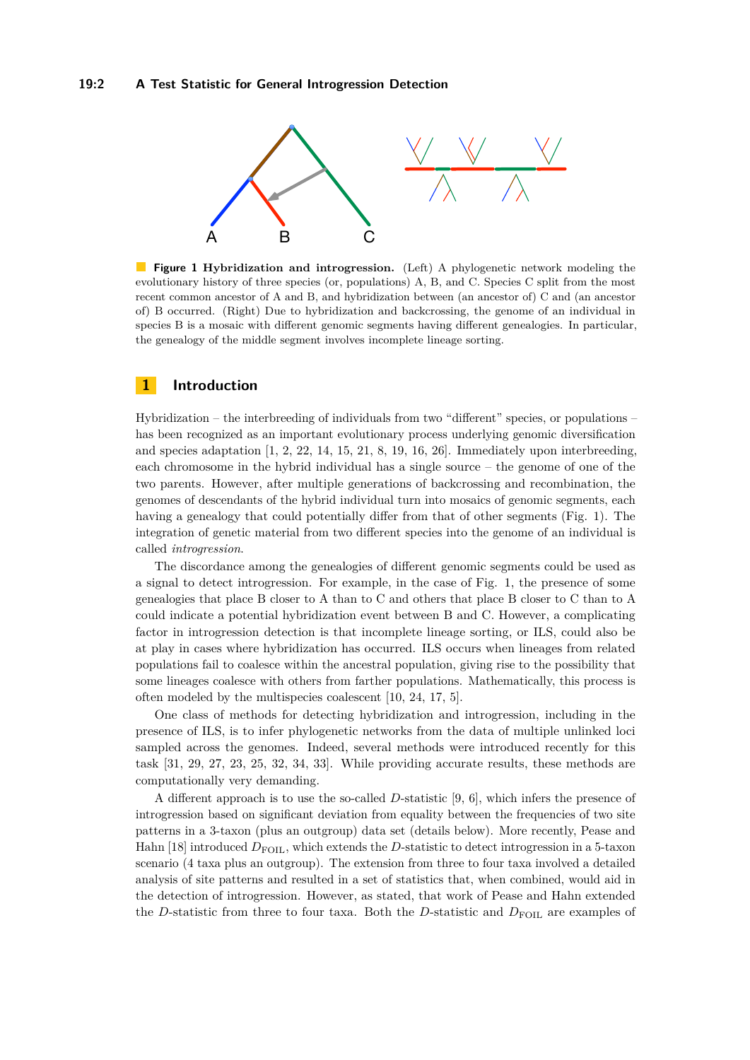**Figure 1 Hybridization and introgression.** (Left) A phylogenetic network modeling the evolutionary history of three species (or, populations) A, B, and C. Species C split from the most recent common ancestor of A and B, and hybridization between (an ancestor of) C and (an ancestor of) B occurred. (Right) Due to hybridization and backcrossing, the genome of an individual in species B is a mosaic with different genomic segments having different genealogies. In particular, the genealogy of the middle segment involves incomplete lineage sorting.

## 1 Introduction

Hybridization – the interbreeding of individuals from two "different" species, or populations – has been recognized as an important evolutionary process underlying genomic diversification and species adaptation [1, 2, 22, 14, 15, 21, 8, 19, 16, 26]. Immediately upon interbreeding, each chromosome in the hybrid individual has a single source – the genome of one of the two parents. However, after multiple generations of backcrossing and recombination, the genomes of descendants of the hybrid individual turn into mosaics of genomic segments, each having a genealogy that could potentially differ from that of other segments (Fig. 1). The integration of genetic material from two different species into the genome of an individual is called *introgression*.

The discordance among the genealogies of different genomic segments could be used as a signal to detect introgression. For example, in the case of Fig. 1, the presence of some genealogies that place B closer to A than to C and others that place B closer to C than to A could indicate a potential hybridization event between B and C. However, a complicating factor in introgression detection is that incomplete lineage sorting, or ILS, could also be at play in cases where hybridization has occurred. ILS occurs when lineages from related populations fail to coalesce within the ancestral population, giving rise to the possibility that some lineages coalesce with others from farther populations. Mathematically, this process is often modeled by the multispecies coalescent [10, 24, 17, 5].

One class of methods for detecting hybridization and introgression, including in the presence of ILS, is to infer phylogenetic networks from the data of multiple unlinked loci sampled across the genomes. Indeed, several methods were introduced recently for this task [31, 29, 27, 23, 25, 32, 34, 33]. While providing accurate results, these methods are computationally very demanding.

A different approach is to use the so-called $D$-statistic [9, 6], which infers the presence of introgression based on significant deviation from equality between the frequencies of two site patterns in a 3-taxon (plus an outgroup) data set (details below). More recently, Pease and Hahn [18] introduced $D_{\text{FOIL}}$, which extends the $D$-statistic to detect introgression in a 5-taxon scenario (4 taxa plus an outgroup). The extension from three to four taxa involved a detailed analysis of site patterns and resulted in a set of statistics that, when combined, would aid in the detection of introgression. However, as stated, that work of Pease and Hahn extended the $D$-statistic from three to four taxa. Both the $D$-statistic and $D_{\text{FOIL}}$ are examples of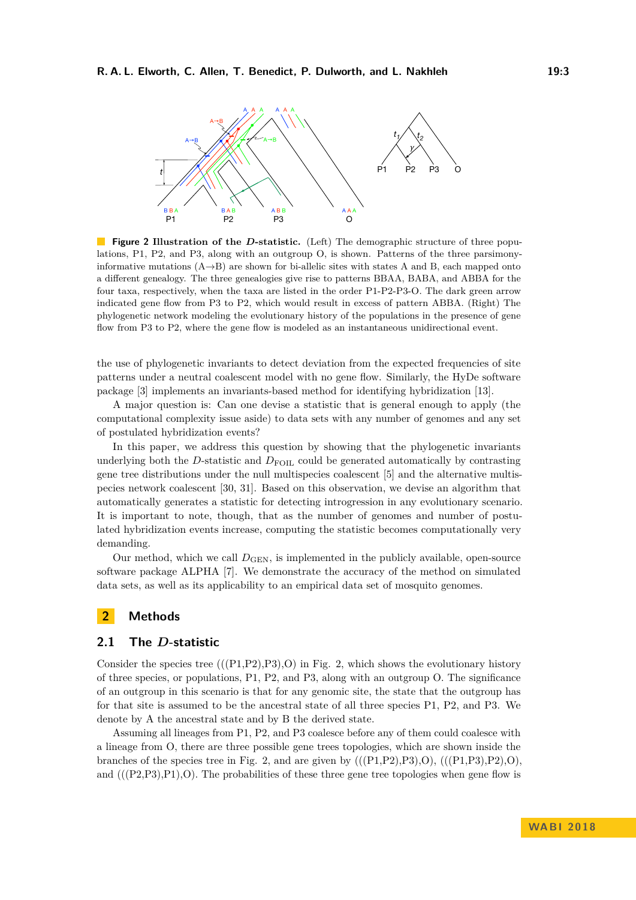**Figure 2 Illustration of the *D*-statistic.** (Left) The demographic structure of three populations, P1, P2, and P3, along with an outgroup O, is shown. Patterns of the three parsimony-informative mutations (A→B) are shown for bi-allelic sites with states A and B, each mapped onto a different genealogy. The three genealogies give rise to patterns BBAA, BABA, and ABBA for the four taxa, respectively, when the taxa are listed in the order P1-P2-P3-O. The dark green arrow indicated gene flow from P3 to P2, which would result in excess of pattern ABBA. (Right) The phylogenetic network modeling the evolutionary history of the populations in the presence of gene flow from P3 to P2, where the gene flow is modeled as an instantaneous unidirectional event.

the use of phylogenetic invariants to detect deviation from the expected frequencies of site patterns under a neutral coalescent model with no gene flow. Similarly, the HyDe software package [3] implements an invariants-based method for identifying hybridization [13].

A major question is: Can one devise a statistic that is general enough to apply (the computational complexity issue aside) to data sets with any number of genomes and any set of postulated hybridization events?

In this paper, we address this question by showing that the phylogenetic invariants underlying both the *D*-statistic and $D_{\mathrm{FOIL}}$ could be generated automatically by contrasting gene tree distributions under the null multispecies coalescent [5] and the alternative multispecies network coalescent [30, 31]. Based on this observation, we devise an algorithm that automatically generates a statistic for detecting introgression in any evolutionary scenario. It is important to note, though, that as the number of genomes and number of postulated hybridization events increase, computing the statistic becomes computationally very demanding.

Our method, which we call $D_{\mathrm{GEN}}$, is implemented in the publicly available, open-source software package ALPHA [7]. We demonstrate the accuracy of the method on simulated data sets, as well as its applicability to an empirical data set of mosquito genomes.

## 2 Methods

### 2.1 The *D*-statistic

Consider the species tree (((P1,P2),P3),O) in Fig. 2, which shows the evolutionary history of three species, or populations, P1, P2, and P3, along with an outgroup O. The significance of an outgroup in this scenario is that for any genomic site, the state that the outgroup has for that site is assumed to be the ancestral state of all three species P1, P2, and P3. We denote by A the ancestral state and by B the derived state.

Assuming all lineages from P1, P2, and P3 coalesce before any of them could coalesce with a lineage from O, there are three possible gene trees topologies, which are shown inside the branches of the species tree in Fig. 2, and are given by (((P1,P2),P3),O), (((P1,P3),P2),O), and (((P2,P3),P1),O). The probabilities of these three gene tree topologies when gene flow is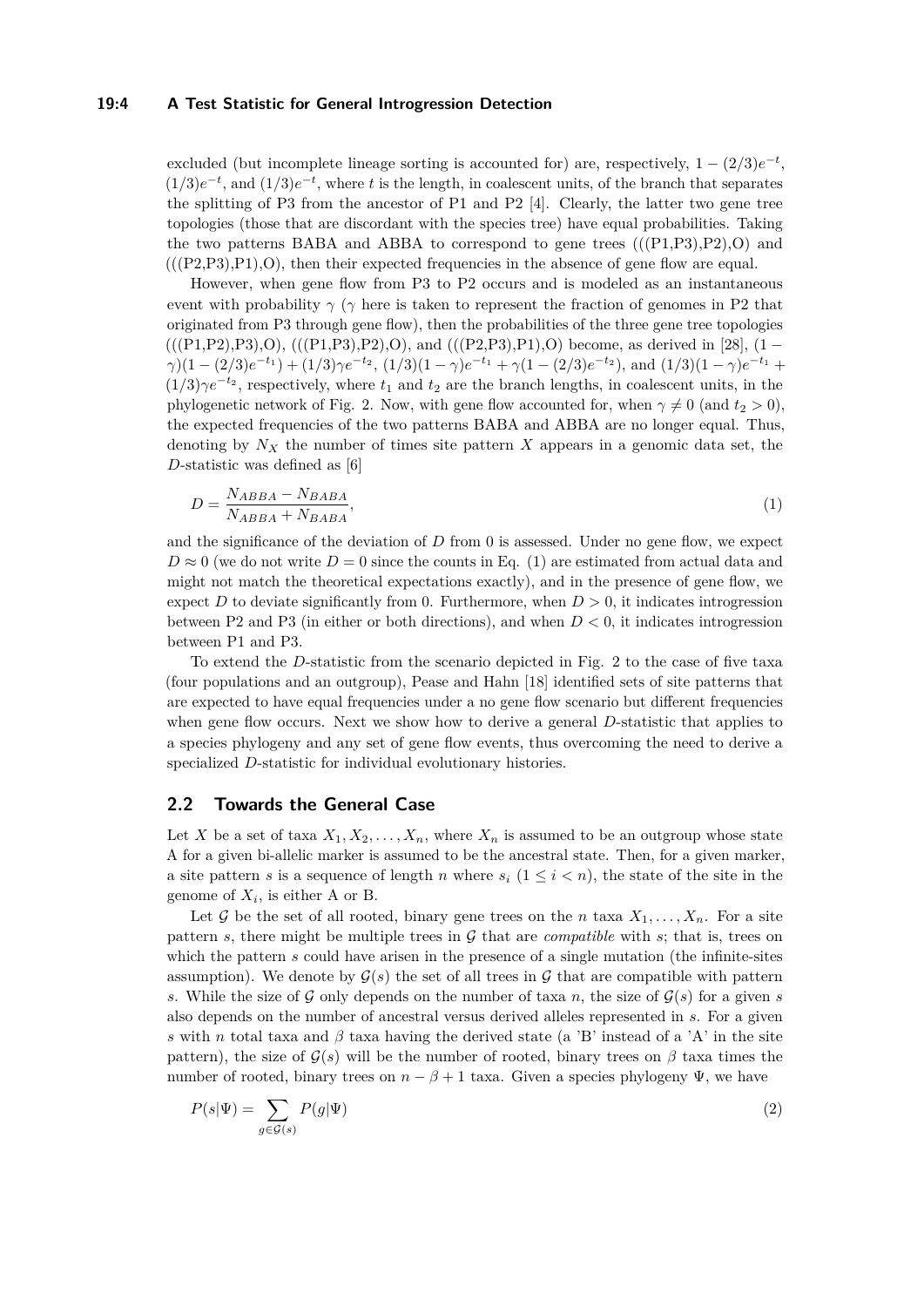excluded (but incomplete lineage sorting is accounted for) are, respectively, $1 - (2/3)e^{-t}$, $(1/3)e^{-t}$, and $(1/3)e^{-t}$, where $t$ is the length, in coalescent units, of the branch that separates the splitting of P3 from the ancestor of P1 and P2 [4]. Clearly, the latter two gene tree topologies (those that are discordant with the species tree) have equal probabilities. Taking the two patterns BABA and ABBA to correspond to gene trees (((P1,P3),P2),O) and (((P2,P3),P1),O), then their expected frequencies in the absence of gene flow are equal.

However, when gene flow from P3 to P2 occurs and is modeled as an instantaneous event with probability $\gamma$ ($\gamma$ here is taken to represent the fraction of genomes in P2 that originated from P3 through gene flow), then the probabilities of the three gene tree topologies (((P1,P2),P3),O), (((P1,P3),P2),O), and (((P2,P3),P1),O) become, as derived in [28], $(1-\gamma)(1-(2/3)e^{-t_1}) + (1/3)\gamma e^{-t_2}$, $(1/3)(1-\gamma)e^{-t_1} + \gamma(1-(2/3)e^{-t_2})$, and $(1/3)(1-\gamma)e^{-t_1} + (1/3)\gamma e^{-t_2}$, respectively, where $t_1$ and $t_2$ are the branch lengths, in coalescent units, in the phylogenetic network of Fig. 2. Now, with gene flow accounted for, when $\gamma \neq 0$ (and $t_2 > 0$), the expected frequencies of the two patterns BABA and ABBA are no longer equal. Thus, denoting by $N_X$ the number of times site pattern $X$ appears in a genomic data set, the $D$-statistic was defined as [6]

$$D = \frac{N_{ABBA} - N_{BABA}}{N_{ABBA} + N_{BABA}}, \tag{1}$$

and the significance of the deviation of $D$ from 0 is assessed. Under no gene flow, we expect $D \approx 0$ (we do not write $D = 0$ since the counts in Eq. (1) are estimated from actual data and might not match the theoretical expectations exactly), and in the presence of gene flow, we expect $D$ to deviate significantly from 0. Furthermore, when $D > 0$, it indicates introgression between P2 and P3 (in either or both directions), and when $D < 0$, it indicates introgression between P1 and P3.

To extend the $D$-statistic from the scenario depicted in Fig. 2 to the case of five taxa (four populations and an outgroup), Pease and Hahn [18] identified sets of site patterns that are expected to have equal frequencies under a no gene flow scenario but different frequencies when gene flow occurs. Next we show how to derive a general $D$-statistic that applies to a species phylogeny and any set of gene flow events, thus overcoming the need to derive a specialized $D$-statistic for individual evolutionary histories.

## 2.2 Towards the General Case

Let $X$ be a set of taxa $X_1, X_2, \ldots, X_n$, where $X_n$ is assumed to be an outgroup whose state A for a given bi-allelic marker is assumed to be the ancestral state. Then, for a given marker, a site pattern $s$ is a sequence of length $n$ where $s_i$ ($1 \leq i < n$), the state of the site in the genome of $X_i$, is either A or B.

Let $\mathcal{G}$ be the set of all rooted, binary gene trees on the $n$ taxa $X_1, \ldots, X_n$. For a site pattern $s$, there might be multiple trees in $\mathcal{G}$ that are *compatible* with $s$; that is, trees on which the pattern $s$ could have arisen in the presence of a single mutation (the infinite-sites assumption). We denote by $\mathcal{G}(s)$ the set of all trees in $\mathcal{G}$ that are compatible with pattern $s$. While the size of $\mathcal{G}$ only depends on the number of taxa $n$, the size of $\mathcal{G}(s)$ for a given $s$ also depends on the number of ancestral versus derived alleles represented in $s$. For a given $s$ with $n$ total taxa and $\beta$ taxa having the derived state (a 'B' instead of a 'A' in the site pattern), the size of $\mathcal{G}(s)$ will be the number of rooted, binary trees on $\beta$ taxa times the number of rooted, binary trees on $n - \beta + 1$ taxa. Given a species phylogeny $\Psi$, we have

$$P(s|\Psi) = \sum_{g \in \mathcal{G}(s)} P(g|\Psi) \tag{2}$$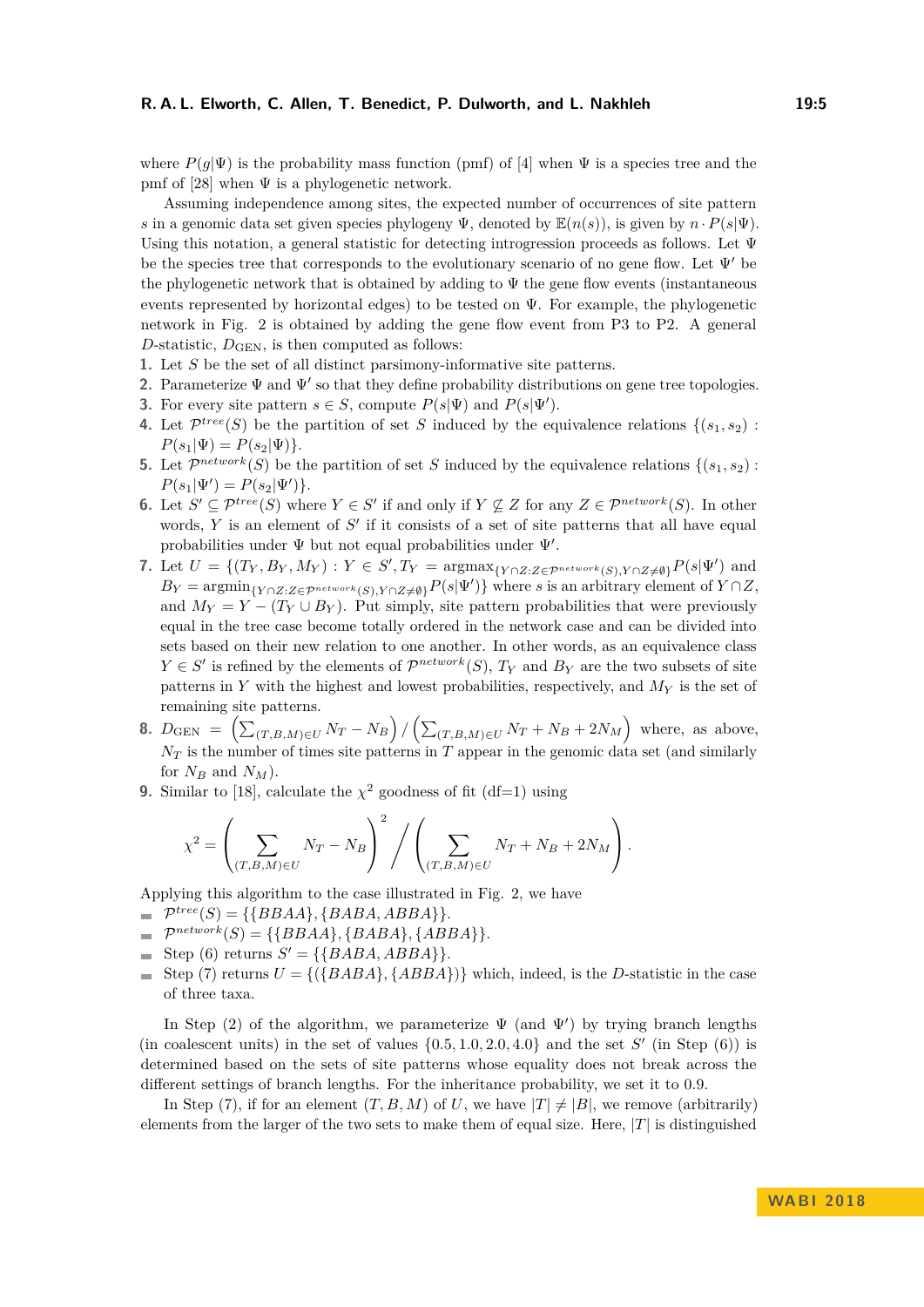where $P(g|\Psi)$ is the probability mass function (pmf) of [4] when $\Psi$ is a species tree and the pmf of [28] when $\Psi$ is a phylogenetic network.

Assuming independence among sites, the expected number of occurrences of site pattern $s$ in a genomic data set given species phylogeny $\Psi$, denoted by $\mathbb{E}(n(s))$, is given by $n \cdot P(s|\Psi)$. Using this notation, a general statistic for detecting introgression proceeds as follows. Let $\Psi$ be the species tree that corresponds to the evolutionary scenario of no gene flow. Let $\Psi'$ be the phylogenetic network that is obtained by adding to $\Psi$ the gene flow events (instantaneous events represented by horizontal edges) to be tested on $\Psi$. For example, the phylogenetic network in Fig. 2 is obtained by adding the gene flow event from P3 to P2. A general $D$-statistic, $D_{\text{GEN}}$, is then computed as follows:

1. Let $S$ be the set of all distinct parsimony-informative site patterns.
2. Parameterize $\Psi$ and $\Psi'$ so that they define probability distributions on gene tree topologies.
3. For every site pattern $s \in S$, compute $P(s|\Psi)$ and $P(s|\Psi')$.
4. Let $\mathcal{P}^{tree}(S)$ be the partition of set $S$ induced by the equivalence relations $\{(s_1, s_2) : P(s_1|\Psi) = P(s_2|\Psi)\}$.
5. Let $\mathcal{P}^{network}(S)$ be the partition of set $S$ induced by the equivalence relations $\{(s_1, s_2) : P(s_1|\Psi') = P(s_2|\Psi')\}$.
6. Let $S' \subseteq \mathcal{P}^{tree}(S)$ where $Y \in S'$ if and only if $Y \not\subseteq Z$ for any $Z \in \mathcal{P}^{network}(S)$. In other words, $Y$ is an element of $S'$ if it consists of a set of site patterns that all have equal probabilities under $\Psi$ but not equal probabilities under $\Psi'$.
7. Let $U = \{(T_Y, B_Y, M_Y) : Y \in S', T_Y = \text{argmax}_{\{Y \cap Z : Z \in \mathcal{P}^{network}(S), Y \cap Z \neq \emptyset\}} P(s|\Psi')$ and $B_Y = \text{argmin}_{\{Y \cap Z : Z \in \mathcal{P}^{network}(S), Y \cap Z \neq \emptyset\}} P(s|\Psi')\}$ where $s$ is an arbitrary element of $Y \cap Z$, and $M_Y = Y - (T_Y \cup B_Y)$. Put simply, site pattern probabilities that were previously equal in the tree case become totally ordered in the network case and can be divided into sets based on their new relation to one another. In other words, as an equivalence class $Y \in S'$ is refined by the elements of $\mathcal{P}^{network}(S)$, $T_Y$ and $B_Y$ are the two subsets of site patterns in $Y$ with the highest and lowest probabilities, respectively, and $M_Y$ is the set of remaining site patterns.
8. $D_{\text{GEN}} = \left(\sum_{(T,B,M) \in U} N_T - N_B\right) / \left(\sum_{(T,B,M) \in U} N_T + N_B + 2N_M\right)$ where, as above, $N_T$ is the number of times site patterns in $T$ appear in the genomic data set (and similarly for $N_B$ and $N_M$).
9. Similar to [18], calculate the $\chi^2$ goodness of fit (df=1) using

$$\chi^2 = \left(\sum_{(T,B,M) \in U} N_T - N_B\right)^2 \Bigg/ \left(\sum_{(T,B,M) \in U} N_T + N_B + 2N_M\right).$$

Applying this algorithm to the case illustrated in Fig. 2, we have

- $\mathcal{P}^{tree}(S) = \{\{BBAA\}, \{BABA, ABBA\}\}$.
- $\mathcal{P}^{network}(S) = \{\{BBAA\}, \{BABA\}, \{ABBA\}\}$.
- Step (6) returns $S' = \{\{BABA, ABBA\}\}$.
- Step (7) returns $U = \{(\{BABA\}, \{ABBA\})\}$ which, indeed, is the $D$-statistic in the case of three taxa.

In Step (2) of the algorithm, we parameterize $\Psi$ (and $\Psi'$) by trying branch lengths (in coalescent units) in the set of values $\{0.5, 1.0, 2.0, 4.0\}$ and the set $S'$ (in Step (6)) is determined based on the sets of site patterns whose equality does not break across the different settings of branch lengths. For the inheritance probability, we set it to 0.9.

In Step (7), if for an element $(T, B, M)$ of $U$, we have $|T| \neq |B|$, we remove (arbitrarily) elements from the larger of the two sets to make them of equal size. Here, $|T|$ is distinguished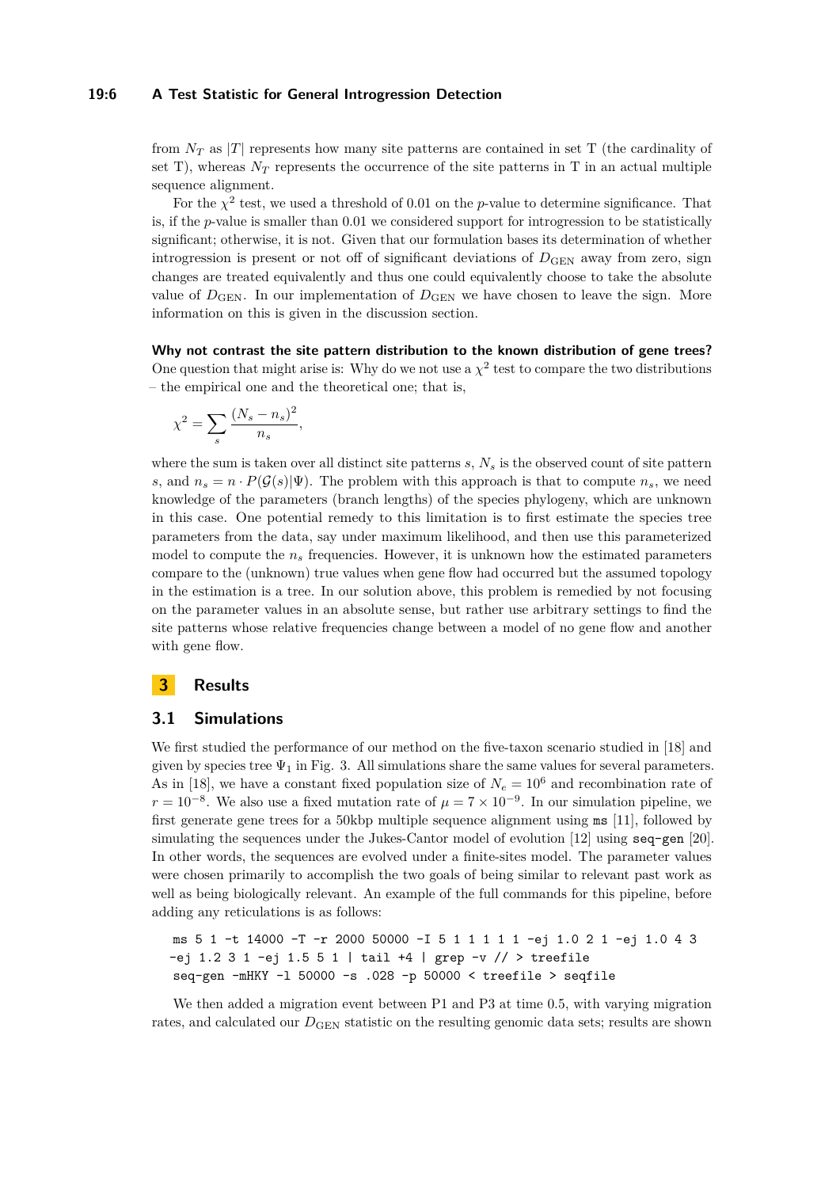from $N_T$ as $|T|$ represents how many site patterns are contained in set T (the cardinality of set T), whereas $N_T$ represents the occurrence of the site patterns in T in an actual multiple sequence alignment.

For the $\chi^2$ test, we used a threshold of 0.01 on the $p$-value to determine significance. That is, if the $p$-value is smaller than 0.01 we considered support for introgression to be statistically significant; otherwise, it is not. Given that our formulation bases its determination of whether introgression is present or not off of significant deviations of $D_{\text{GEN}}$ away from zero, sign changes are treated equivalently and thus one could equivalently choose to take the absolute value of $D_{\text{GEN}}$. In our implementation of $D_{\text{GEN}}$ we have chosen to leave the sign. More information on this is given in the discussion section.

**Why not contrast the site pattern distribution to the known distribution of gene trees?** One question that might arise is: Why do we not use a $\chi^2$ test to compare the two distributions – the empirical one and the theoretical one; that is,

$$\chi^2 = \sum_s \frac{(N_s - n_s)^2}{n_s},$$

where the sum is taken over all distinct site patterns $s$, $N_s$ is the observed count of site pattern $s$, and $n_s = n \cdot P(\mathcal{G}(s)|\Psi)$. The problem with this approach is that to compute $n_s$, we need knowledge of the parameters (branch lengths) of the species phylogeny, which are unknown in this case. One potential remedy to this limitation is to first estimate the species tree parameters from the data, say under maximum likelihood, and then use this parameterized model to compute the $n_s$ frequencies. However, it is unknown how the estimated parameters compare to the (unknown) true values when gene flow had occurred but the assumed topology in the estimation is a tree. In our solution above, this problem is remedied by not focusing on the parameter values in an absolute sense, but rather use arbitrary settings to find the site patterns whose relative frequencies change between a model of no gene flow and another with gene flow.

# 3 Results

## 3.1 Simulations

We first studied the performance of our method on the five-taxon scenario studied in [18] and given by species tree $\Psi_1$ in Fig. 3. All simulations share the same values for several parameters. As in [18], we have a constant fixed population size of $N_e = 10^6$ and recombination rate of $r = 10^{-8}$. We also use a fixed mutation rate of $\mu = 7 \times 10^{-9}$. In our simulation pipeline, we first generate gene trees for a 50kbp multiple sequence alignment using `ms` [11], followed by simulating the sequences under the Jukes-Cantor model of evolution [12] using `seq-gen` [20]. In other words, the sequences are evolved under a finite-sites model. The parameter values were chosen primarily to accomplish the two goals of being similar to relevant past work as well as being biologically relevant. An example of the full commands for this pipeline, before adding any reticulations is as follows:

```
ms 5 1 -t 14000 -T -r 2000 50000 -I 5 1 1 1 1 1 -ej 1.0 2 1 -ej 1.0 4 3
-ej 1.2 3 1 -ej 1.5 5 1 | tail +4 | grep -v // > treefile
seq-gen -mHKY -l 50000 -s .028 -p 50000 < treefile > seqfile
```

We then added a migration event between P1 and P3 at time 0.5, with varying migration rates, and calculated our $D_{\text{GEN}}$ statistic on the resulting genomic data sets; results are shown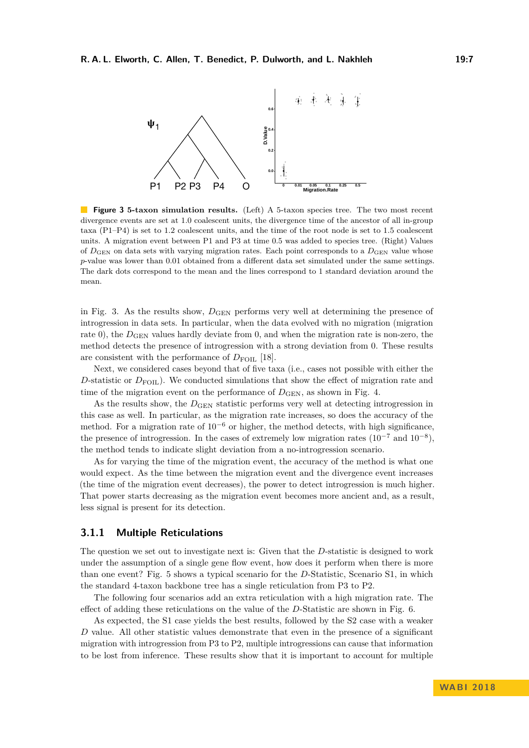**Figure 3 5-taxon simulation results.** (Left) A 5-taxon species tree. The two most recent divergence events are set at 1.0 coalescent units, the divergence time of the ancestor of all in-group taxa (P1–P4) is set to 1.2 coalescent units, and the time of the root node is set to 1.5 coalescent units. A migration event between P1 and P3 at time 0.5 was added to species tree. (Right) Values of $D_{\mathrm{GEN}}$ on data sets with varying migration rates. Each point corresponds to a $D_{\mathrm{GEN}}$ value whose $p$-value was lower than 0.01 obtained from a different data set simulated under the same settings. The dark dots correspond to the mean and the lines correspond to 1 standard deviation around the mean.

in Fig. 3. As the results show, $D_{\mathrm{GEN}}$ performs very well at determining the presence of introgression in data sets. In particular, when the data evolved with no migration (migration rate 0), the $D_{\mathrm{GEN}}$ values hardly deviate from 0, and when the migration rate is non-zero, the method detects the presence of introgression with a strong deviation from 0. These results are consistent with the performance of $D_{\mathrm{FOIL}}$ [18].

Next, we considered cases beyond that of five taxa (i.e., cases not possible with either the $D$-statistic or $D_{\mathrm{FOIL}}$). We conducted simulations that show the effect of migration rate and time of the migration event on the performance of $D_{\mathrm{GEN}}$, as shown in Fig. 4.

As the results show, the $D_{\mathrm{GEN}}$ statistic performs very well at detecting introgression in this case as well. In particular, as the migration rate increases, so does the accuracy of the method. For a migration rate of $10^{-6}$ or higher, the method detects, with high significance, the presence of introgression. In the cases of extremely low migration rates ($10^{-7}$ and $10^{-8}$), the method tends to indicate slight deviation from a no-introgression scenario.

As for varying the time of the migration event, the accuracy of the method is what one would expect. As the time between the migration event and the divergence event increases (the time of the migration event decreases), the power to detect introgression is much higher. That power starts decreasing as the migration event becomes more ancient and, as a result, less signal is present for its detection.

### 3.1.1 Multiple Reticulations

The question we set out to investigate next is: Given that the $D$-statistic is designed to work under the assumption of a single gene flow event, how does it perform when there is more than one event? Fig. 5 shows a typical scenario for the $D$-Statistic, Scenario S1, in which the standard 4-taxon backbone tree has a single reticulation from P3 to P2.

The following four scenarios add an extra reticulation with a high migration rate. The effect of adding these reticulations on the value of the $D$-Statistic are shown in Fig. 6.

As expected, the S1 case yields the best results, followed by the S2 case with a weaker $D$ value. All other statistic values demonstrate that even in the presence of a significant migration with introgression from P3 to P2, multiple introgressions can cause that information to be lost from inference. These results show that it is important to account for multiple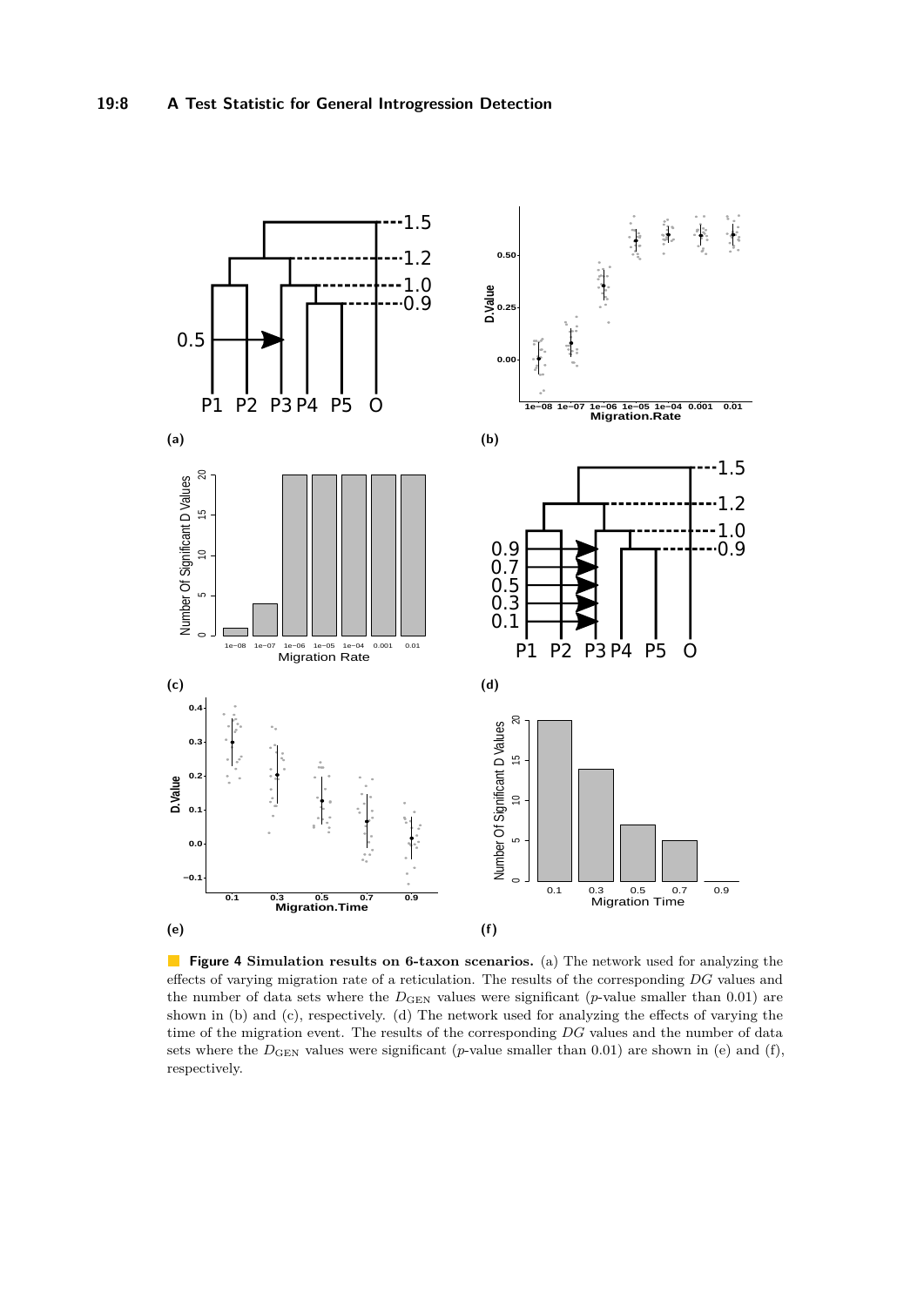**Figure 4 Simulation results on 6-taxon scenarios.** (a) The network used for analyzing the effects of varying migration rate of a reticulation. The results of the corresponding *DG* values and the number of data sets where the $D_{\text{GEN}}$ values were significant ($p$-value smaller than 0.01) are shown in (b) and (c), respectively. (d) The network used for analyzing the effects of varying the time of the migration event. The results of the corresponding *DG* values and the number of data sets where the $D_{\text{GEN}}$ values were significant ($p$-value smaller than 0.01) are shown in (e) and (f), respectively.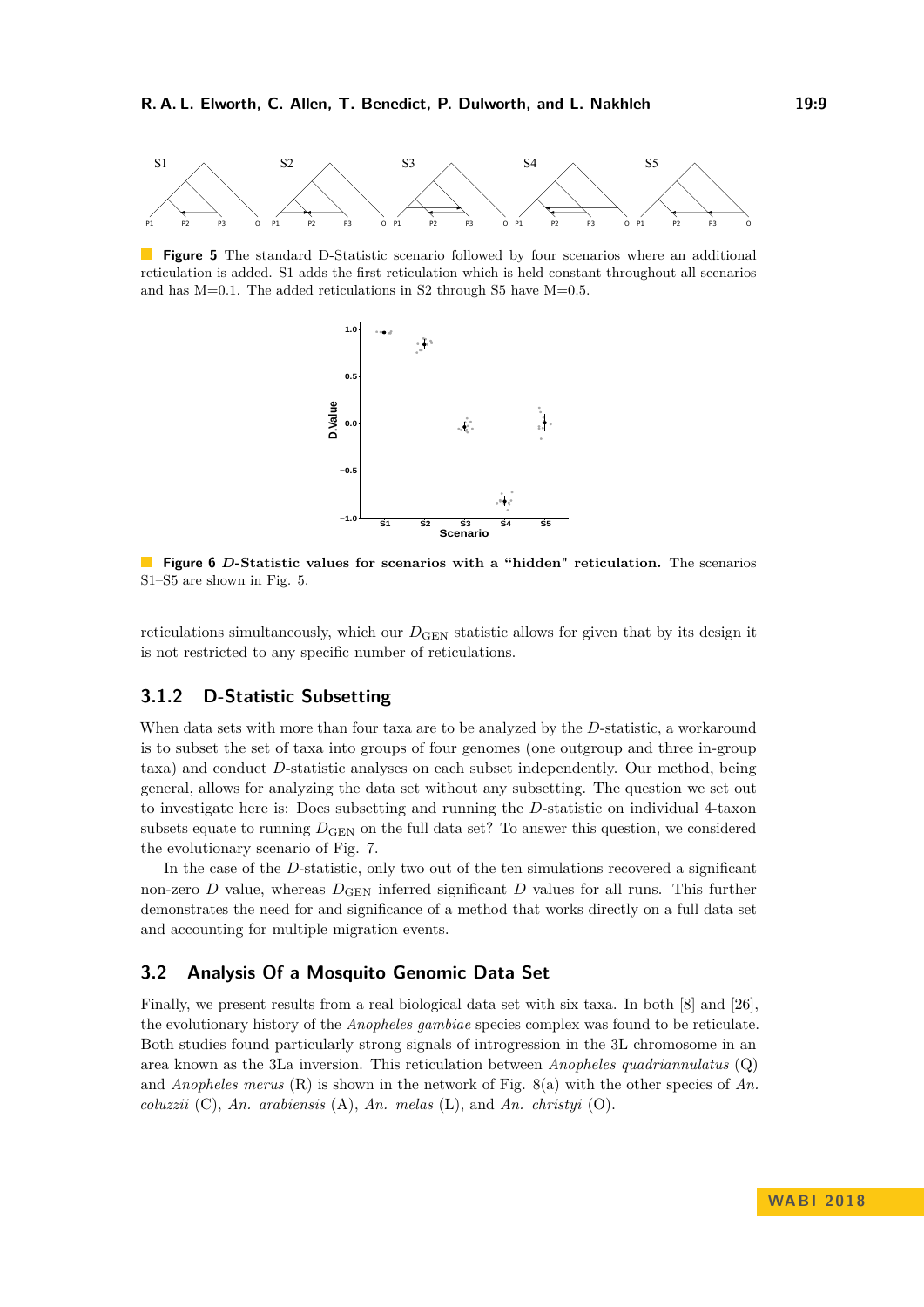**Figure 5** The standard D-Statistic scenario followed by four scenarios where an additional reticulation is added. S1 adds the first reticulation which is held constant throughout all scenarios and has M=0.1. The added reticulations in S2 through S5 have M=0.5.

**Figure 6** ***D*-Statistic values for scenarios with a "hidden" reticulation.** The scenarios S1–S5 are shown in Fig. 5.

reticulations simultaneously, which our $D_{\text{GEN}}$ statistic allows for given that by its design it is not restricted to any specific number of reticulations.

### 3.1.2 D-Statistic Subsetting

When data sets with more than four taxa are to be analyzed by the *D*-statistic, a workaround is to subset the set of taxa into groups of four genomes (one outgroup and three in-group taxa) and conduct *D*-statistic analyses on each subset independently. Our method, being general, allows for analyzing the data set without any subsetting. The question we set out to investigate here is: Does subsetting and running the *D*-statistic on individual 4-taxon subsets equate to running $D_{\text{GEN}}$ on the full data set? To answer this question, we considered the evolutionary scenario of Fig. 7.

In the case of the *D*-statistic, only two out of the ten simulations recovered a significant non-zero *D* value, whereas $D_{\text{GEN}}$ inferred significant *D* values for all runs. This further demonstrates the need for and significance of a method that works directly on a full data set and accounting for multiple migration events.

## 3.2 Analysis Of a Mosquito Genomic Data Set

Finally, we present results from a real biological data set with six taxa. In both [8] and [26], the evolutionary history of the *Anopheles gambiae* species complex was found to be reticulate. Both studies found particularly strong signals of introgression in the 3L chromosome in an area known as the 3La inversion. This reticulation between *Anopheles quadriannulatus* (Q) and *Anopheles merus* (R) is shown in the network of Fig. 8(a) with the other species of *An. coluzzii* (C), *An. arabiensis* (A), *An. melas* (L), and *An. christyi* (O).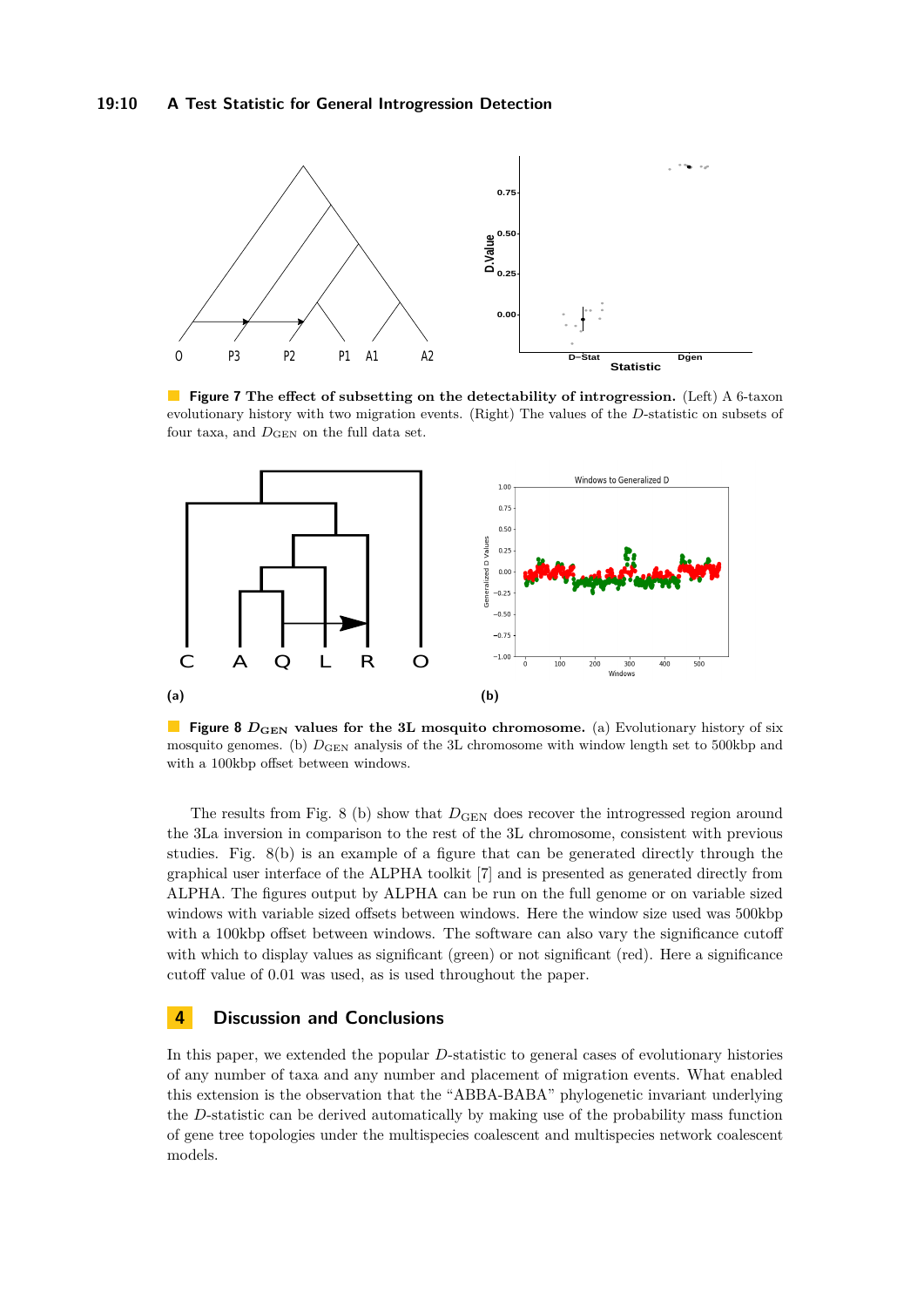**Figure 7 The effect of subsetting on the detectability of introgression.** (Left) A 6-taxon evolutionary history with two migration events. (Right) The values of the *D*-statistic on subsets of four taxa, and $D_{\text{GEN}}$ on the full data set.

**(a)**

**(b)**

**Figure 8 $D_{\text{GEN}}$ values for the 3L mosquito chromosome.** (a) Evolutionary history of six mosquito genomes. (b) $D_{\text{GEN}}$ analysis of the 3L chromosome with window length set to 500kbp and with a 100kbp offset between windows.

The results from Fig. 8 (b) show that $D_{\text{GEN}}$ does recover the introgressed region around the 3La inversion in comparison to the rest of the 3L chromosome, consistent with previous studies. Fig. 8(b) is an example of a figure that can be generated directly through the graphical user interface of the ALPHA toolkit [7] and is presented as generated directly from ALPHA. The figures output by ALPHA can be run on the full genome or on variable sized windows with variable sized offsets between windows. Here the window size used was 500kbp with a 100kbp offset between windows. The software can also vary the significance cutoff with which to display values as significant (green) or not significant (red). Here a significance cutoff value of 0.01 was used, as is used throughout the paper.

## 4 Discussion and Conclusions

In this paper, we extended the popular *D*-statistic to general cases of evolutionary histories of any number of taxa and any number and placement of migration events. What enabled this extension is the observation that the "ABBA-BABA" phylogenetic invariant underlying the *D*-statistic can be derived automatically by making use of the probability mass function of gene tree topologies under the multispecies coalescent and multispecies network coalescent models.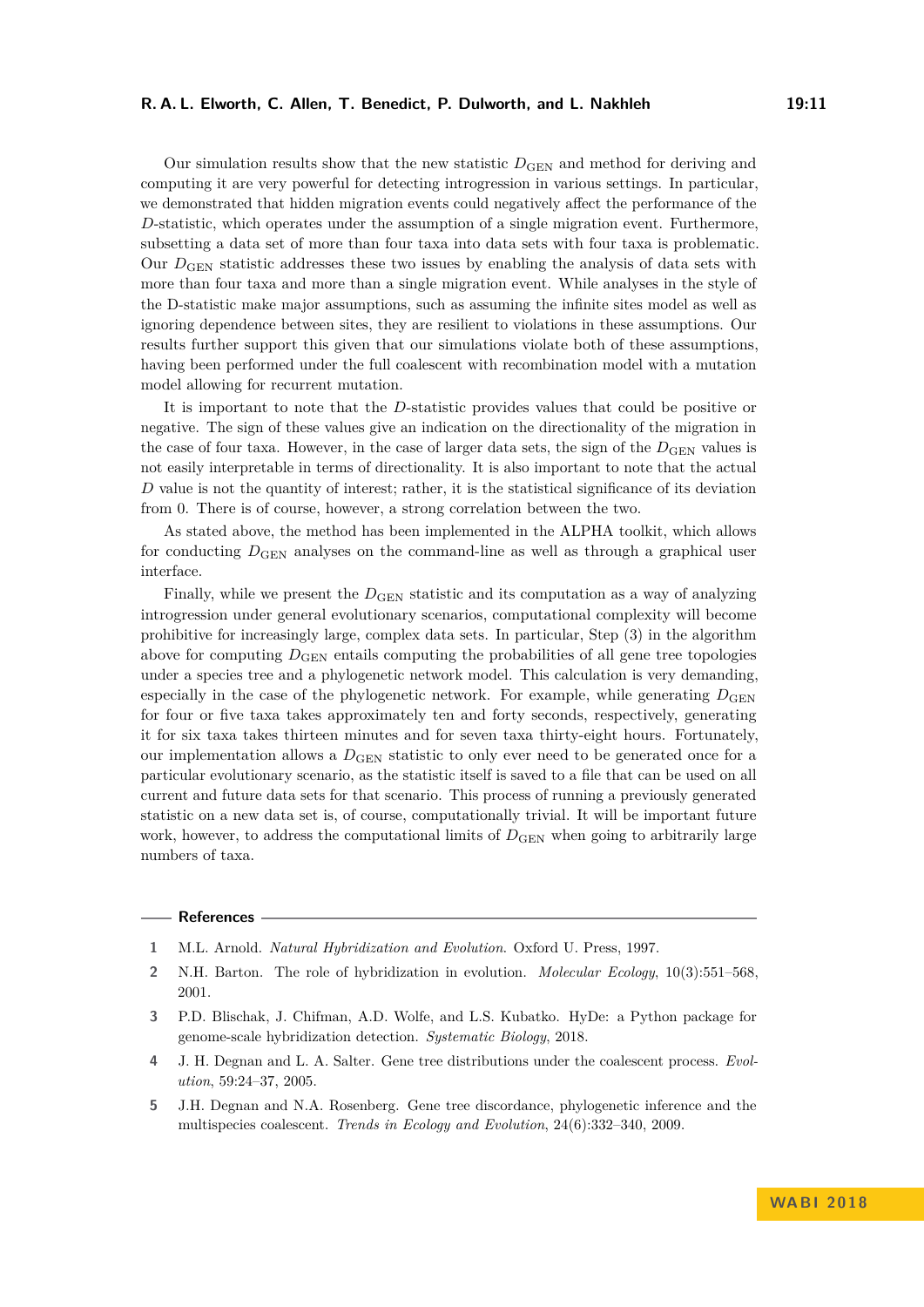Our simulation results show that the new statistic $D_{\text{GEN}}$ and method for deriving and computing it are very powerful for detecting introgression in various settings. In particular, we demonstrated that hidden migration events could negatively affect the performance of the $D$-statistic, which operates under the assumption of a single migration event. Furthermore, subsetting a data set of more than four taxa into data sets with four taxa is problematic. Our $D_{\text{GEN}}$ statistic addresses these two issues by enabling the analysis of data sets with more than four taxa and more than a single migration event. While analyses in the style of the D-statistic make major assumptions, such as assuming the infinite sites model as well as ignoring dependence between sites, they are resilient to violations in these assumptions. Our results further support this given that our simulations violate both of these assumptions, having been performed under the full coalescent with recombination model with a mutation model allowing for recurrent mutation.

It is important to note that the $D$-statistic provides values that could be positive or negative. The sign of these values give an indication on the directionality of the migration in the case of four taxa. However, in the case of larger data sets, the sign of the $D_{\text{GEN}}$ values is not easily interpretable in terms of directionality. It is also important to note that the actual $D$ value is not the quantity of interest; rather, it is the statistical significance of its deviation from 0. There is of course, however, a strong correlation between the two.

As stated above, the method has been implemented in the ALPHA toolkit, which allows for conducting $D_{\text{GEN}}$ analyses on the command-line as well as through a graphical user interface.

Finally, while we present the $D_{\text{GEN}}$ statistic and its computation as a way of analyzing introgression under general evolutionary scenarios, computational complexity will become prohibitive for increasingly large, complex data sets. In particular, Step (3) in the algorithm above for computing $D_{\text{GEN}}$ entails computing the probabilities of all gene tree topologies under a species tree and a phylogenetic network model. This calculation is very demanding, especially in the case of the phylogenetic network. For example, while generating $D_{\text{GEN}}$ for four or five taxa takes approximately ten and forty seconds, respectively, generating it for six taxa takes thirteen minutes and for seven taxa thirty-eight hours. Fortunately, our implementation allows a $D_{\text{GEN}}$ statistic to only ever need to be generated once for a particular evolutionary scenario, as the statistic itself is saved to a file that can be used on all current and future data sets for that scenario. This process of running a previously generated statistic on a new data set is, of course, computationally trivial. It will be important future work, however, to address the computational limits of $D_{\text{GEN}}$ when going to arbitrarily large numbers of taxa.

## References

1. M.L. Arnold. *Natural Hybridization and Evolution*. Oxford U. Press, 1997.
2. N.H. Barton. The role of hybridization in evolution. *Molecular Ecology*, 10(3):551–568, 2001.
3. P.D. Blischak, J. Chifman, A.D. Wolfe, and L.S. Kubatko. HyDe: a Python package for genome-scale hybridization detection. *Systematic Biology*, 2018.
4. J. H. Degnan and L. A. Salter. Gene tree distributions under the coalescent process. *Evolution*, 59:24–37, 2005.
5. J.H. Degnan and N.A. Rosenberg. Gene tree discordance, phylogenetic inference and the multispecies coalescent. *Trends in Ecology and Evolution*, 24(6):332–340, 2009.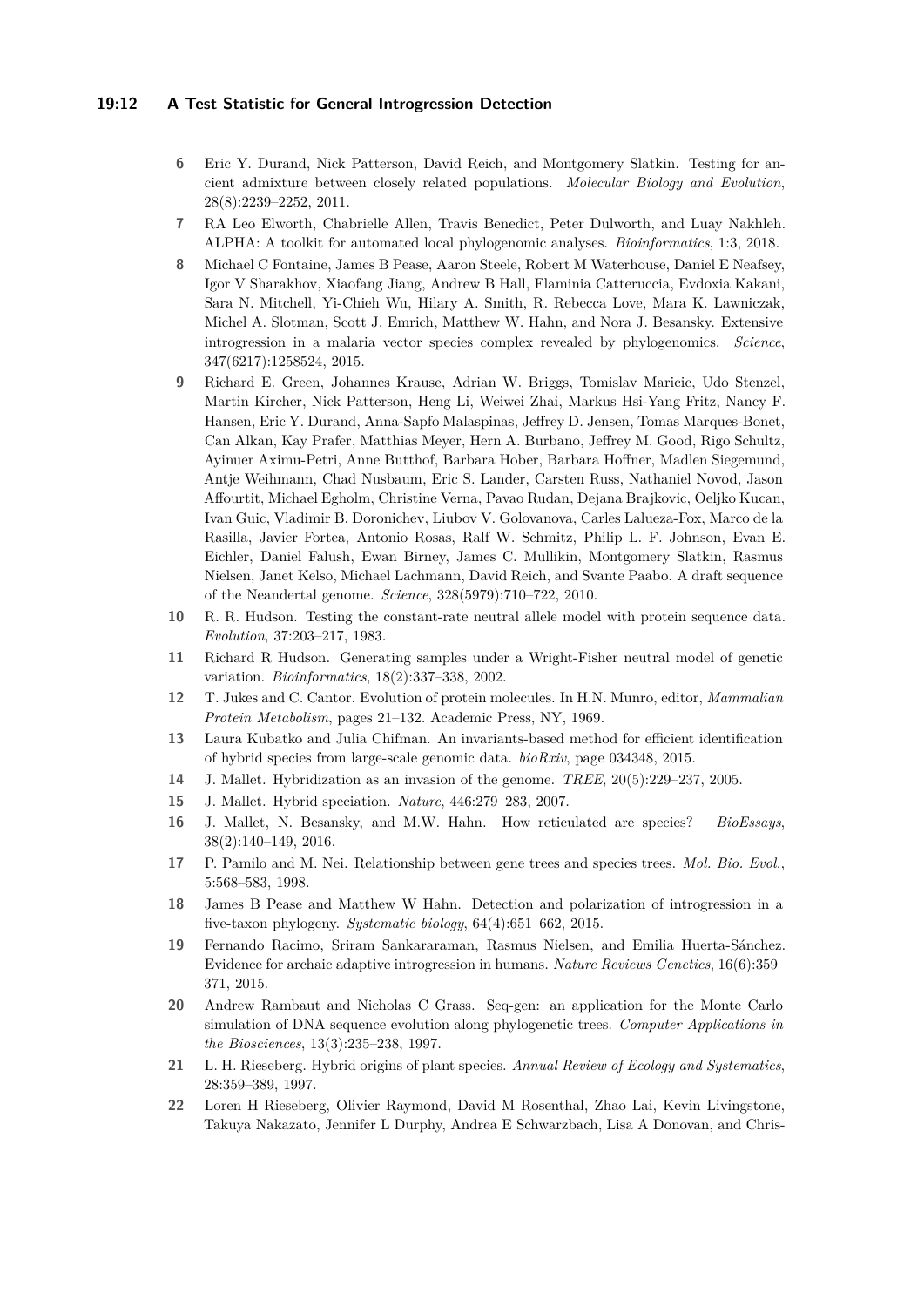6. Eric Y. Durand, Nick Patterson, David Reich, and Montgomery Slatkin. Testing for ancient admixture between closely related populations. *Molecular Biology and Evolution*, 28(8):2239–2252, 2011.
7. RA Leo Elworth, Chabrielle Allen, Travis Benedict, Peter Dulworth, and Luay Nakhleh. ALPHA: A toolkit for automated local phylogenomic analyses. *Bioinformatics*, 1:3, 2018.
8. Michael C Fontaine, James B Pease, Aaron Steele, Robert M Waterhouse, Daniel E Neafsey, Igor V Sharakhov, Xiaofang Jiang, Andrew B Hall, Flaminia Catteruccia, Evdoxia Kakani, Sara N. Mitchell, Yi-Chieh Wu, Hilary A. Smith, R. Rebecca Love, Mara K. Lawniczak, Michel A. Slotman, Scott J. Emrich, Matthew W. Hahn, and Nora J. Besansky. Extensive introgression in a malaria vector species complex revealed by phylogenomics. *Science*, 347(6217):1258524, 2015.
9. Richard E. Green, Johannes Krause, Adrian W. Briggs, Tomislav Maricic, Udo Stenzel, Martin Kircher, Nick Patterson, Heng Li, Weiwei Zhai, Markus Hsi-Yang Fritz, Nancy F. Hansen, Eric Y. Durand, Anna-Sapfo Malaspinas, Jeffrey D. Jensen, Tomas Marques-Bonet, Can Alkan, Kay Prafer, Matthias Meyer, Hern A. Burbano, Jeffrey M. Good, Rigo Schultz, Ayinuer Aximu-Petri, Anne Butthof, Barbara Hober, Barbara Hoffner, Madlen Siegemund, Antje Weihmann, Chad Nusbaum, Eric S. Lander, Carsten Russ, Nathaniel Novod, Jason Affourtit, Michael Egholm, Christine Verna, Pavao Rudan, Dejana Brajkovic, Oeljko Kucan, Ivan Guic, Vladimir B. Doronichev, Liubov V. Golovanova, Carles Lalueza-Fox, Marco de la Rasilla, Javier Fortea, Antonio Rosas, Ralf W. Schmitz, Philip L. F. Johnson, Evan E. Eichler, Daniel Falush, Ewan Birney, James C. Mullikin, Montgomery Slatkin, Rasmus Nielsen, Janet Kelso, Michael Lachmann, David Reich, and Svante Paabo. A draft sequence of the Neandertal genome. *Science*, 328(5979):710–722, 2010.
10. R. R. Hudson. Testing the constant-rate neutral allele model with protein sequence data. *Evolution*, 37:203–217, 1983.
11. Richard R Hudson. Generating samples under a Wright-Fisher neutral model of genetic variation. *Bioinformatics*, 18(2):337–338, 2002.
12. T. Jukes and C. Cantor. Evolution of protein molecules. In H.N. Munro, editor, *Mammalian Protein Metabolism*, pages 21–132. Academic Press, NY, 1969.
13. Laura Kubatko and Julia Chifman. An invariants-based method for efficient identification of hybrid species from large-scale genomic data. *bioRxiv*, page 034348, 2015.
14. J. Mallet. Hybridization as an invasion of the genome. *TREE*, 20(5):229–237, 2005.
15. J. Mallet. Hybrid speciation. *Nature*, 446:279–283, 2007.
16. J. Mallet, N. Besansky, and M.W. Hahn. How reticulated are species? *BioEssays*, 38(2):140–149, 2016.
17. P. Pamilo and M. Nei. Relationship between gene trees and species trees. *Mol. Bio. Evol.*, 5:568–583, 1998.
18. James B Pease and Matthew W Hahn. Detection and polarization of introgression in a five-taxon phylogeny. *Systematic biology*, 64(4):651–662, 2015.
19. Fernando Racimo, Sriram Sankararaman, Rasmus Nielsen, and Emilia Huerta-Sánchez. Evidence for archaic adaptive introgression in humans. *Nature Reviews Genetics*, 16(6):359–371, 2015.
20. Andrew Rambaut and Nicholas C Grass. Seq-gen: an application for the Monte Carlo simulation of DNA sequence evolution along phylogenetic trees. *Computer Applications in the Biosciences*, 13(3):235–238, 1997.
21. L. H. Rieseberg. Hybrid origins of plant species. *Annual Review of Ecology and Systematics*, 28:359–389, 1997.
22. Loren H Rieseberg, Olivier Raymond, David M Rosenthal, Zhao Lai, Kevin Livingstone, Takuya Nakazato, Jennifer L Durphy, Andrea E Schwarzbach, Lisa A Donovan, and Chris-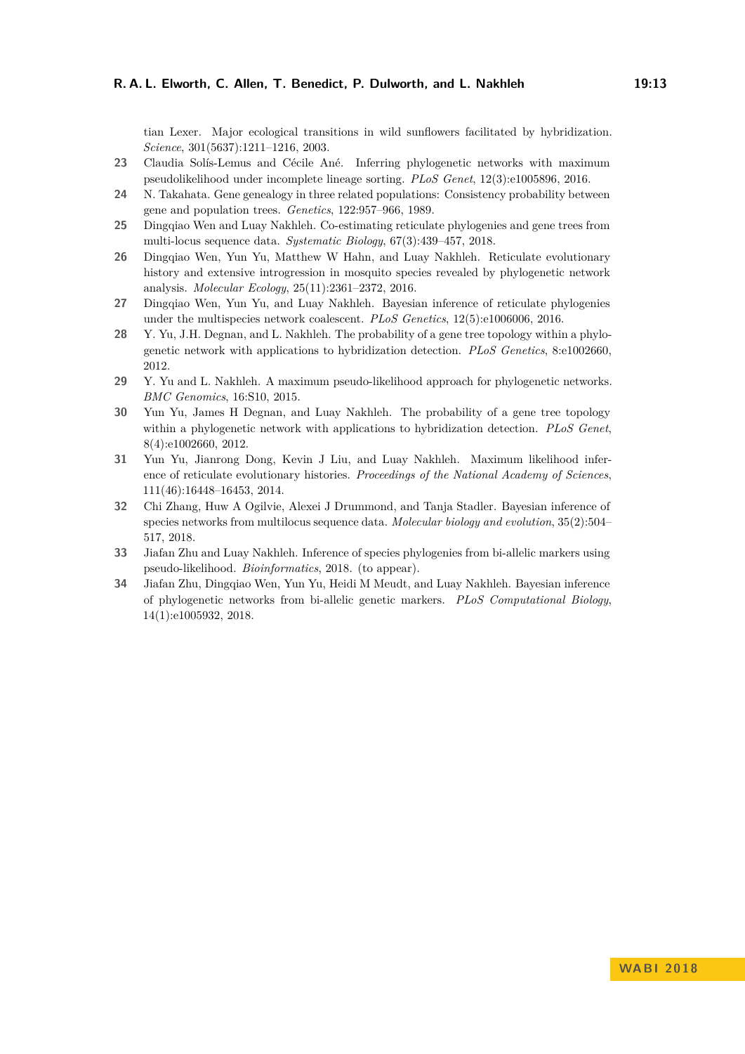tian Lexer. Major ecological transitions in wild sunflowers facilitated by hybridization. *Science*, 301(5637):1211–1216, 2003.

**23** Claudia Solís-Lemus and Cécile Ané. Inferring phylogenetic networks with maximum pseudolikelihood under incomplete lineage sorting. *PLoS Genet*, 12(3):e1005896, 2016.

**24** N. Takahata. Gene genealogy in three related populations: Consistency probability between gene and population trees. *Genetics*, 122:957–966, 1989.

**25** Dingqiao Wen and Luay Nakhleh. Co-estimating reticulate phylogenies and gene trees from multi-locus sequence data. *Systematic Biology*, 67(3):439–457, 2018.

**26** Dingqiao Wen, Yun Yu, Matthew W Hahn, and Luay Nakhleh. Reticulate evolutionary history and extensive introgression in mosquito species revealed by phylogenetic network analysis. *Molecular Ecology*, 25(11):2361–2372, 2016.

**27** Dingqiao Wen, Yun Yu, and Luay Nakhleh. Bayesian inference of reticulate phylogenies under the multispecies network coalescent. *PLoS Genetics*, 12(5):e1006006, 2016.

**28** Y. Yu, J.H. Degnan, and L. Nakhleh. The probability of a gene tree topology within a phylogenetic network with applications to hybridization detection. *PLoS Genetics*, 8:e1002660, 2012.

**29** Y. Yu and L. Nakhleh. A maximum pseudo-likelihood approach for phylogenetic networks. *BMC Genomics*, 16:S10, 2015.

**30** Yun Yu, James H Degnan, and Luay Nakhleh. The probability of a gene tree topology within a phylogenetic network with applications to hybridization detection. *PLoS Genet*, 8(4):e1002660, 2012.

**31** Yun Yu, Jianrong Dong, Kevin J Liu, and Luay Nakhleh. Maximum likelihood inference of reticulate evolutionary histories. *Proceedings of the National Academy of Sciences*, 111(46):16448–16453, 2014.

**32** Chi Zhang, Huw A Ogilvie, Alexei J Drummond, and Tanja Stadler. Bayesian inference of species networks from multilocus sequence data. *Molecular biology and evolution*, 35(2):504–517, 2018.

**33** Jiafan Zhu and Luay Nakhleh. Inference of species phylogenies from bi-allelic markers using pseudo-likelihood. *Bioinformatics*, 2018. (to appear).

**34** Jiafan Zhu, Dingqiao Wen, Yun Yu, Heidi M Meudt, and Luay Nakhleh. Bayesian inference of phylogenetic networks from bi-allelic genetic markers. *PLoS Computational Biology*, 14(1):e1005932, 2018.